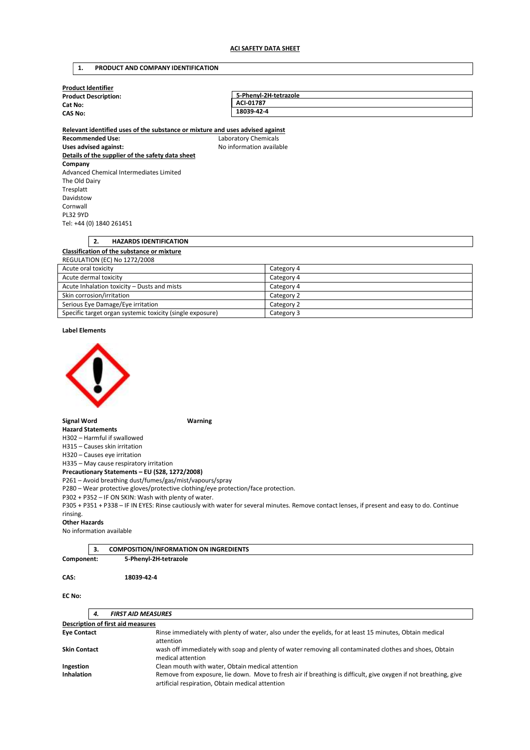**ACI SAFETY DATA SHEET**

## 1. PRODUCT AND COMPANY IDENTIFICATION

**Product Identifier**

| | |
|---|---|
| **Product Description:** | **5-Phenyl-2H-tetrazole** |
| **Cat No:** | **ACI-01787** |
| **CAS No:** | **18039-42-4** |

**Relevant identified uses of the substance or mixture and uses advised against**

**Recommended Use:** Laboratory Chemicals

**Uses advised against:** No information available

**Details of the supplier of the safety data sheet**

**Company**

Advanced Chemical Intermediates Limited
The Old Dairy
Tresplatt
Davidstow
Cornwall
PL32 9YD
Tel: +44 (0) 1840 261451

## 2. HAZARDS IDENTIFICATION

**Classification of the substance or mixture**

REGULATION (EC) No 1272/2008

| | |
|---|---|
| Acute oral toxicity | Category 4 |
| Acute dermal toxicity | Category 4 |
| Acute Inhalation toxicity – Dusts and mists | Category 4 |
| Skin corrosion/irritation | Category 2 |
| Serious Eye Damage/Eye irritation | Category 2 |
| Specific target organ systemic toxicity (single exposure) | Category 3 |

**Label Elements**

**Signal Word** **Warning**

**Hazard Statements**

H302 – Harmful if swallowed
H315 – Causes skin irritation
H320 – Causes eye irritation
H335 – May cause respiratory irritation

**Precautionary Statements – EU (S28, 1272/2008)**

P261 – Avoid breathing dust/fumes/gas/mist/vapours/spray
P280 – Wear protective gloves/protective clothing/eye protection/face protection.
P302 + P352 – IF ON SKIN: Wash with plenty of water.
P305 + P351 + P338 – IF IN EYES: Rinse cautiously with water for several minutes. Remove contact lenses, if present and easy to do. Continue rinsing.

**Other Hazards**

No information available

## 3. COMPOSITION/INFORMATION ON INGREDIENTS

**Component:** **5-Phenyl-2H-tetrazole**

**CAS:** **18039-42-4**

**EC No:**

## 4. *FIRST AID MEASURES*

**Description of first aid measures**

| | |
|---|---|
| **Eye Contact** | Rinse immediately with plenty of water, also under the eyelids, for at least 15 minutes, Obtain medical attention |
| **Skin Contact** | wash off immediately with soap and plenty of water removing all contaminated clothes and shoes, Obtain medical attention |
| **Ingestion** | Clean mouth with water, Obtain medical attention |
| **Inhalation** | Remove from exposure, lie down. Move to fresh air if breathing is difficult, give oxygen if not breathing, give artificial respiration, Obtain medical attention |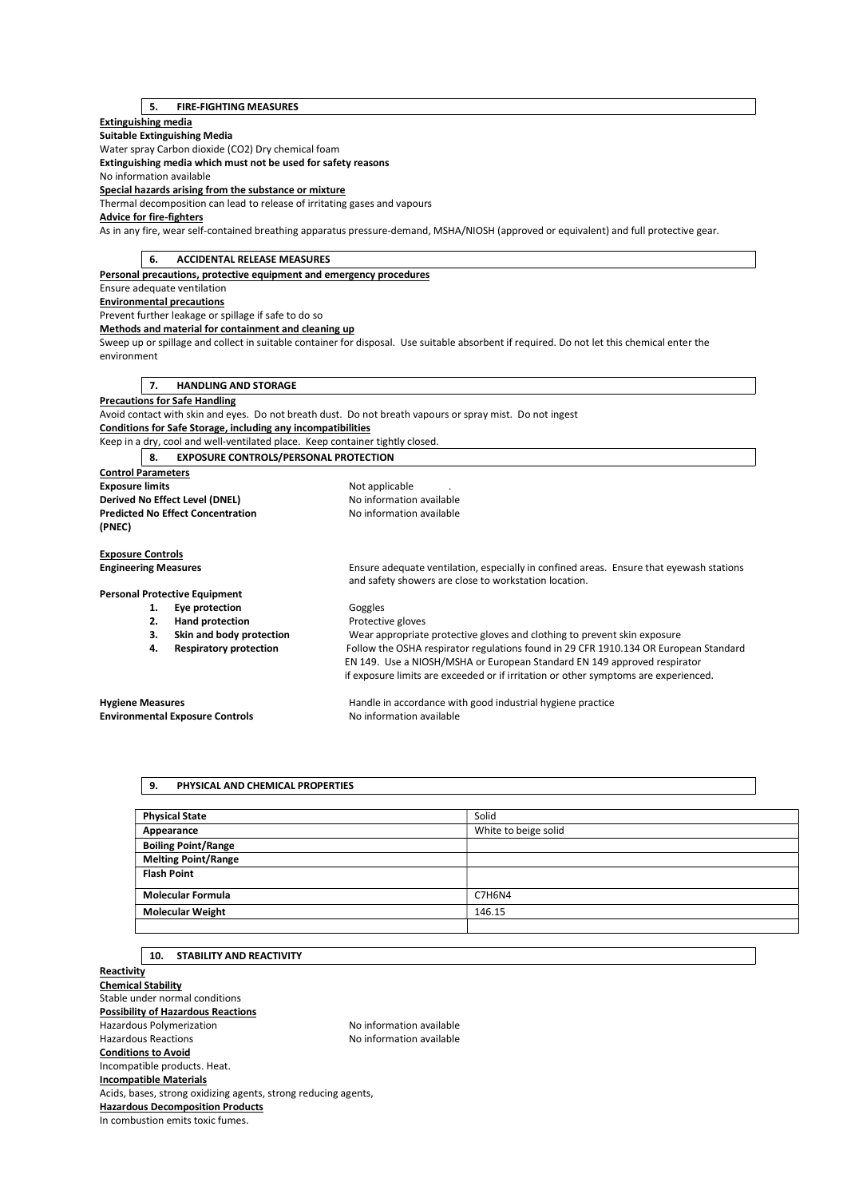## 5. FIRE-FIGHTING MEASURES

**Extinguishing media**

**Suitable Extinguishing Media**

Water spray Carbon dioxide ($CO_2$) Dry chemical foam

**Extinguishing media which must not be used for safety reasons**

No information available

**Special hazards arising from the substance or mixture**

Thermal decomposition can lead to release of irritating gases and vapours

**Advice for fire-fighters**

As in any fire, wear self-contained breathing apparatus pressure-demand, MSHA/NIOSH (approved or equivalent) and full protective gear.

## 6. ACCIDENTAL RELEASE MEASURES

**Personal precautions, protective equipment and emergency procedures**

Ensure adequate ventilation

**Environmental precautions**

Prevent further leakage or spillage if safe to do so

**Methods and material for containment and cleaning up**

Sweep up or spillage and collect in suitable container for disposal. Use suitable absorbent if required. Do not let this chemical enter the environment

## 7. HANDLING AND STORAGE

**Precautions for Safe Handling**

Avoid contact with skin and eyes. Do not breath dust. Do not breath vapours or spray mist. Do not ingest

**Conditions for Safe Storage, including any incompatibilities**

Keep in a dry, cool and well-ventilated place. Keep container tightly closed.

## 8. EXPOSURE CONTROLS/PERSONAL PROTECTION

**Control Parameters**

**Exposure limits** Not applicable .

**Derived No Effect Level (DNEL)** No information available

**Predicted No Effect Concentration (PNEC)** No information available

**Exposure Controls**

**Engineering Measures** Ensure adequate ventilation, especially in confined areas. Ensure that eyewash stations and safety showers are close to workstation location.

**Personal Protective Equipment**

1. **Eye protection** Goggles
2. **Hand protection** Protective gloves
3. **Skin and body protection** Wear appropriate protective gloves and clothing to prevent skin exposure
4. **Respiratory protection** Follow the OSHA respirator regulations found in 29 CFR 1910.134 OR European Standard EN 149. Use a NIOSH/MSHA or European Standard EN 149 approved respirator if exposure limits are exceeded or if irritation or other symptoms are experienced.

**Hygiene Measures** Handle in accordance with good industrial hygiene practice

**Environmental Exposure Controls** No information available

## 9. PHYSICAL AND CHEMICAL PROPERTIES

| | |
|---|---|
| **Physical State** | Solid |
| **Appearance** | White to beige solid |
| **Boiling Point/Range** | |
| **Melting Point/Range** | |
| **Flash Point** | |
| **Molecular Formula** | $C_7H_6N_4$ |
| **Molecular Weight** | 146.15 |
| | |

## 10. STABILITY AND REACTIVITY

**Reactivity**

**Chemical Stability**

Stable under normal conditions

**Possibility of Hazardous Reactions**

Hazardous Polymerization No information available

Hazardous Reactions No information available

**Conditions to Avoid**

Incompatible products. Heat.

**Incompatible Materials**

Acids, bases, strong oxidizing agents, strong reducing agents,

**Hazardous Decomposition Products**

In combustion emits toxic fumes.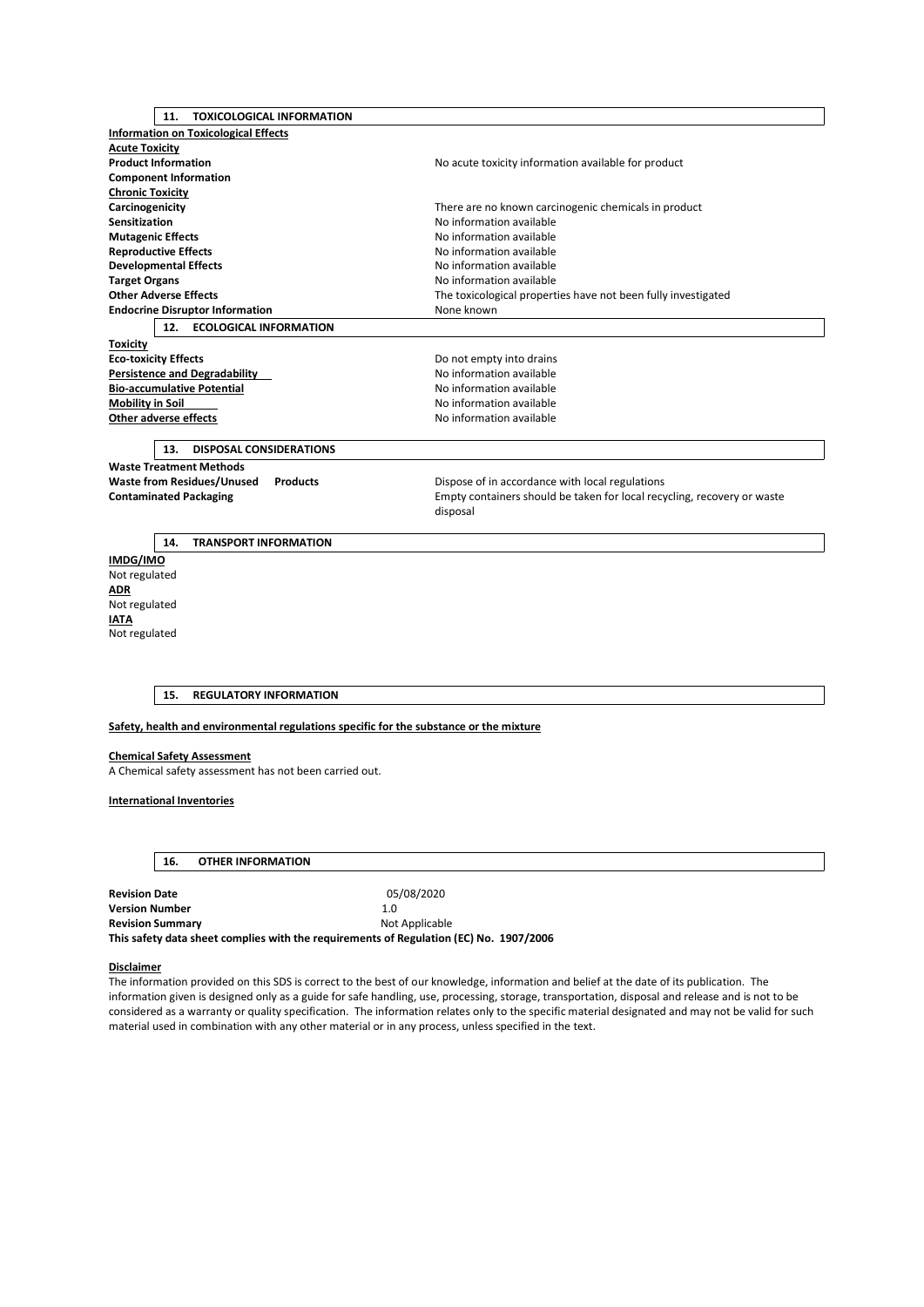## 11. TOXICOLOGICAL INFORMATION

**Information on Toxicological Effects**

**Acute Toxicity**

| | |
|---|---|
| **Product Information** | No acute toxicity information available for product |
| **Component Information** | |

**Chronic Toxicity**

| | |
|---|---|
| **Carcinogenicity** | There are no known carcinogenic chemicals in product |
| **Sensitization** | No information available |
| **Mutagenic Effects** | No information available |
| **Reproductive Effects** | No information available |
| **Developmental Effects** | No information available |
| **Target Organs** | No information available |
| **Other Adverse Effects** | The toxicological properties have not been fully investigated |
| **Endocrine Disruptor Information** | None known |

## 12. ECOLOGICAL INFORMATION

**Toxicity**

| | |
|---|---|
| **Eco-toxicity Effects** | Do not empty into drains |
| **Persistence and Degradability** | No information available |
| **Bio-accumulative Potential** | No information available |
| **Mobility in Soil** | No information available |
| **Other adverse effects** | No information available |

## 13. DISPOSAL CONSIDERATIONS

**Waste Treatment Methods**

| | |
|---|---|
| **Waste from Residues/Unused Products** | Dispose of in accordance with local regulations |
| **Contaminated Packaging** | Empty containers should be taken for local recycling, recovery or waste disposal |

## 14. TRANSPORT INFORMATION

**IMDG/IMO**
Not regulated

**ADR**
Not regulated

**IATA**
Not regulated

## 15. REGULATORY INFORMATION

**Safety, health and environmental regulations specific for the substance or the mixture**

**Chemical Safety Assessment**

A Chemical safety assessment has not been carried out.

**International Inventories**

## 16. OTHER INFORMATION

| | |
|---|---|
| **Revision Date** | 05/08/2020 |
| **Version Number** | 1.0 |
| **Revision Summary** | Not Applicable |

**This safety data sheet complies with the requirements of Regulation (EC) No. 1907/2006**

**Disclaimer**

The information provided on this SDS is correct to the best of our knowledge, information and belief at the date of its publication. The information given is designed only as a guide for safe handling, use, processing, storage, transportation, disposal and release and is not to be considered as a warranty or quality specification. The information relates only to the specific material designated and may not be valid for such material used in combination with any other material or in any process, unless specified in the text.